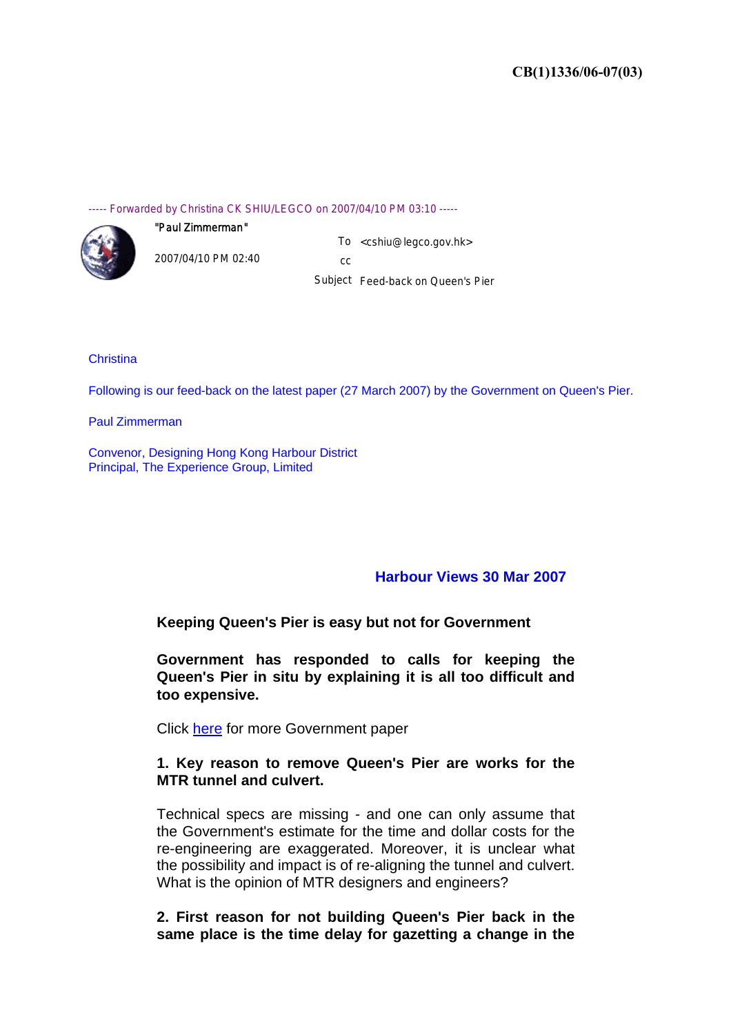**CB(1)1336/06-07(03)**

----- Forwarded by Christina CK SHIU/LEGCO on 2007/04/10 PM 03:10 -----

"Paul Zimmerman"

2007/04/10 PM 02:40

To <cshiu@legco.gov.hk>

cc

Subject Feed-back on Queen's Pier

Christina

Following is our feed-back on the latest paper (27 March 2007) by the Government on Queen's Pier.

Paul Zimmerman

Convenor, Designing Hong Kong Harbour District
Principal, The Experience Group, Limited

## Harbour Views 30 Mar 2007

**Keeping Queen's Pier is easy but not for Government**

**Government has responded to calls for keeping the Queen's Pier in situ by explaining it is all too difficult and too expensive.**

Click here for more Government paper

**1. Key reason to remove Queen's Pier are works for the MTR tunnel and culvert.**

Technical specs are missing - and one can only assume that the Government's estimate for the time and dollar costs for the re-engineering are exaggerated. Moreover, it is unclear what the possibility and impact is of re-aligning the tunnel and culvert. What is the opinion of MTR designers and engineers?

**2. First reason for not building Queen's Pier back in the same place is the time delay for gazetting a change in the**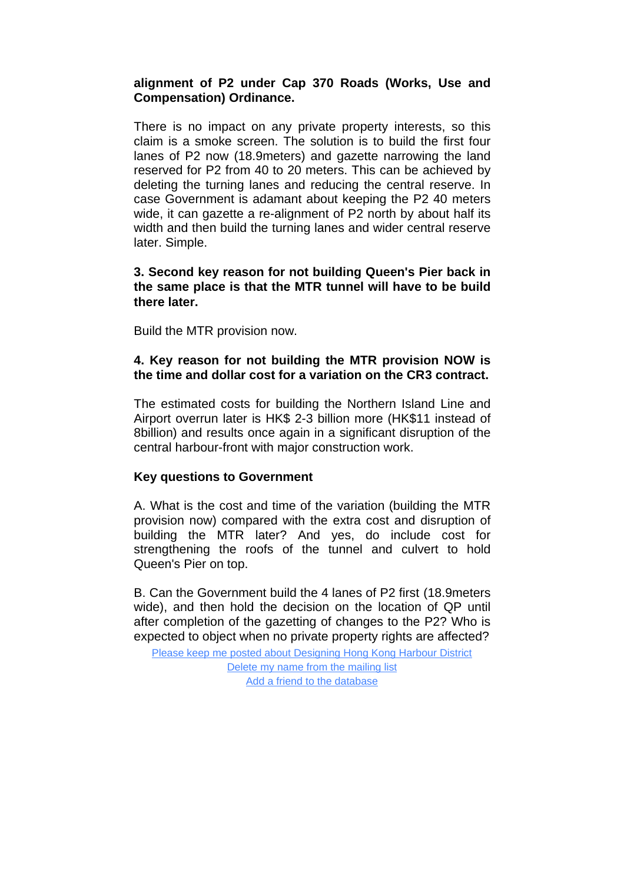**alignment of P2 under Cap 370 Roads (Works, Use and Compensation) Ordinance.**

There is no impact on any private property interests, so this claim is a smoke screen. The solution is to build the first four lanes of P2 now (18.9meters) and gazette narrowing the land reserved for P2 from 40 to 20 meters. This can be achieved by deleting the turning lanes and reducing the central reserve. In case Government is adamant about keeping the P2 40 meters wide, it can gazette a re-alignment of P2 north by about half its width and then build the turning lanes and wider central reserve later. Simple.

**3. Second key reason for not building Queen's Pier back in the same place is that the MTR tunnel will have to be build there later.**

Build the MTR provision now.

**4. Key reason for not building the MTR provision NOW is the time and dollar cost for a variation on the CR3 contract.**

The estimated costs for building the Northern Island Line and Airport overrun later is HK$ 2-3 billion more (HK$11 instead of 8billion) and results once again in a significant disruption of the central harbour-front with major construction work.

**Key questions to Government**

A. What is the cost and time of the variation (building the MTR provision now) compared with the extra cost and disruption of building the MTR later? And yes, do include cost for strengthening the roofs of the tunnel and culvert to hold Queen's Pier on top.

B. Can the Government build the 4 lanes of P2 first (18.9meters wide), and then hold the decision on the location of QP until after completion of the gazetting of changes to the P2? Who is expected to object when no private property rights are affected?

Please keep me posted about Designing Hong Kong Harbour District

Delete my name from the mailing list

Add a friend to the database